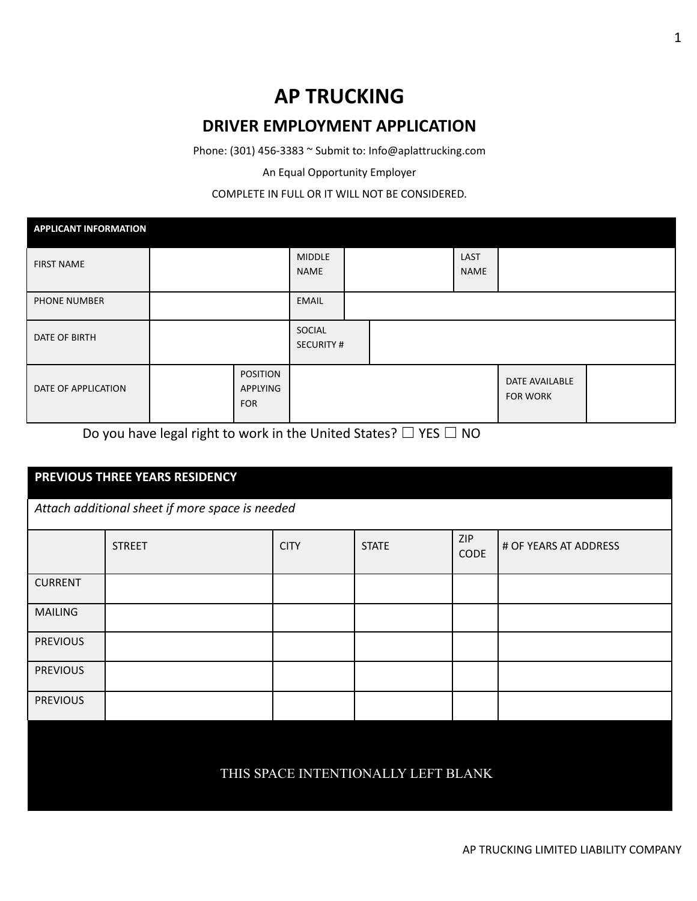# AP TRUCKING

## DRIVER EMPLOYMENT APPLICATION

Phone: (301) 456-3383 ~ Submit to: Info@aplattrucking.com

An Equal Opportunity Employer

COMPLETE IN FULL OR IT WILL NOT BE CONSIDERED.

| APPLICANT INFORMATION | | | | | |
|---|---|---|---|---|---|
| FIRST NAME | | MIDDLE NAME | | LAST NAME | |
| PHONE NUMBER | | EMAIL | | | |
| DATE OF BIRTH | | SOCIAL SECURITY # | | | |
| DATE OF APPLICATION | | POSITION APPLYING FOR | | DATE AVAILABLE FOR WORK | |

Do you have legal right to work in the United States? ☐ YES ☐ NO

| PREVIOUS THREE YEARS RESIDENCY | | | | | |
|---|---|---|---|---|---|
| *Attach additional sheet if more space is needed* | | | | | |
| | STREET | CITY | STATE | ZIP CODE | # OF YEARS AT ADDRESS |
| CURRENT | | | | | |
| MAILING | | | | | |
| PREVIOUS | | | | | |
| PREVIOUS | | | | | |
| PREVIOUS | | | | | |

THIS SPACE INTENTIONALLY LEFT BLANK

AP TRUCKING LIMITED LIABILITY COMPANY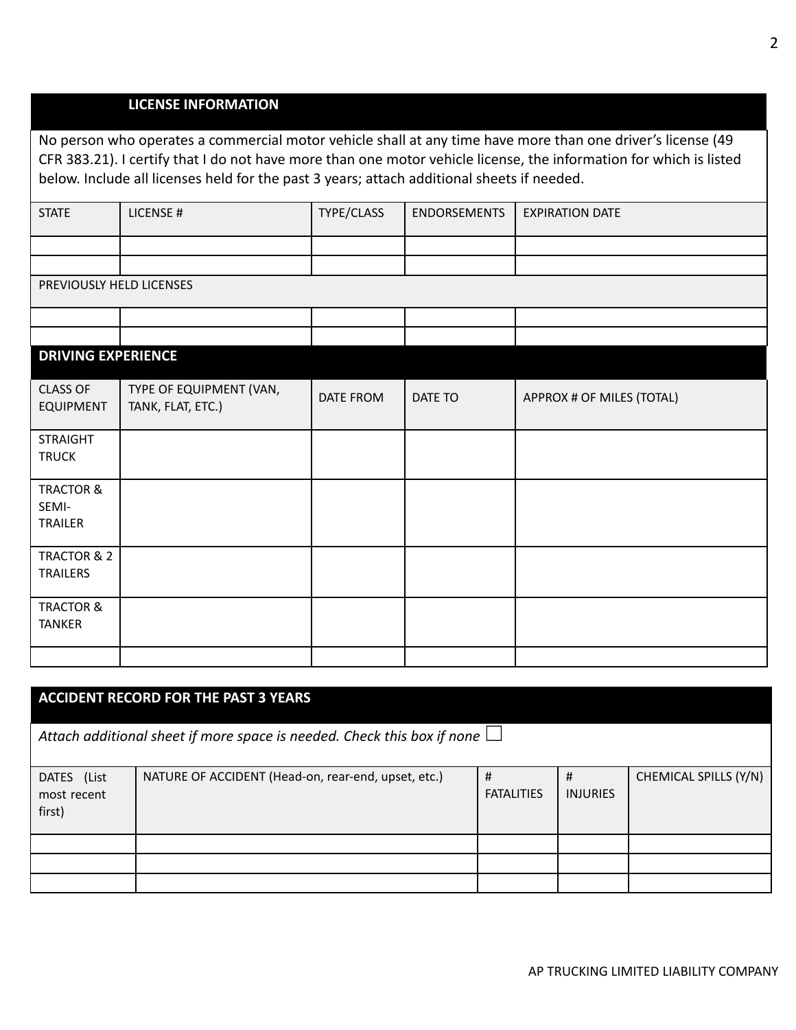## LICENSE INFORMATION

No person who operates a commercial motor vehicle shall at any time have more than one driver's license (49 CFR 383.21). I certify that I do not have more than one motor vehicle license, the information for which is listed below. Include all licenses held for the past 3 years; attach additional sheets if needed.

| STATE | LICENSE # | TYPE/CLASS | ENDORSEMENTS | EXPIRATION DATE |
|---|---|---|---|---|
| | | | | |
| | | | | |
| PREVIOUSLY HELD LICENSES | | | | |
| | | | | |
| | | | | |

## DRIVING EXPERIENCE

| CLASS OF EQUIPMENT | TYPE OF EQUIPMENT (VAN, TANK, FLAT, ETC.) | DATE FROM | DATE TO | APPROX # OF MILES (TOTAL) |
|---|---|---|---|---|
| STRAIGHT TRUCK | | | | |
| TRACTOR & SEMI-TRAILER | | | | |
| TRACTOR & 2 TRAILERS | | | | |
| TRACTOR & TANKER | | | | |
| | | | | |

## ACCIDENT RECORD FOR THE PAST 3 YEARS

*Attach additional sheet if more space is needed. Check this box if none* ☐

| DATES (List most recent first) | NATURE OF ACCIDENT (Head-on, rear-end, upset, etc.) | # FATALITIES | # INJURIES | CHEMICAL SPILLS (Y/N) |
|---|---|---|---|---|
| | | | | |
| | | | | |
| | | | | |

AP TRUCKING LIMITED LIABILITY COMPANY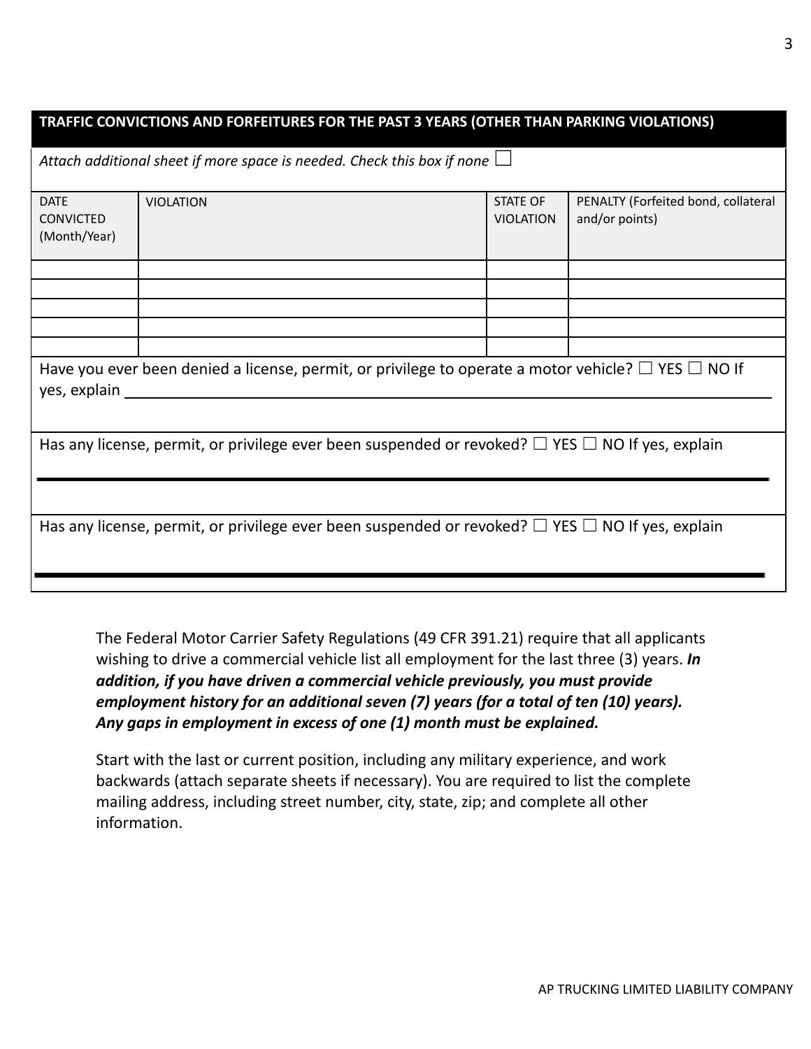## TRAFFIC CONVICTIONS AND FORFEITURES FOR THE PAST 3 YEARS (OTHER THAN PARKING VIOLATIONS)

*Attach additional sheet if more space is needed. Check this box if none* ☐

| DATE CONVICTED (Month/Year) | VIOLATION | STATE OF VIOLATION | PENALTY (Forfeited bond, collateral and/or points) |
|---|---|---|---|
| | | | |
| | | | |
| | | | |
| | | | |
| | | | |

Have you ever been denied a license, permit, or privilege to operate a motor vehicle? ☐ YES ☐ NO If yes, explain ______________________________

Has any license, permit, or privilege ever been suspended or revoked? ☐ YES ☐ NO If yes, explain

______________________________

Has any license, permit, or privilege ever been suspended or revoked? ☐ YES ☐ NO If yes, explain

______________________________

The Federal Motor Carrier Safety Regulations (49 CFR 391.21) require that all applicants wishing to drive a commercial vehicle list all employment for the last three (3) years. ***In addition, if you have driven a commercial vehicle previously, you must provide employment history for an additional seven (7) years (for a total of ten (10) years). Any gaps in employment in excess of one (1) month must be explained.***

Start with the last or current position, including any military experience, and work backwards (attach separate sheets if necessary). You are required to list the complete mailing address, including street number, city, state, zip; and complete all other information.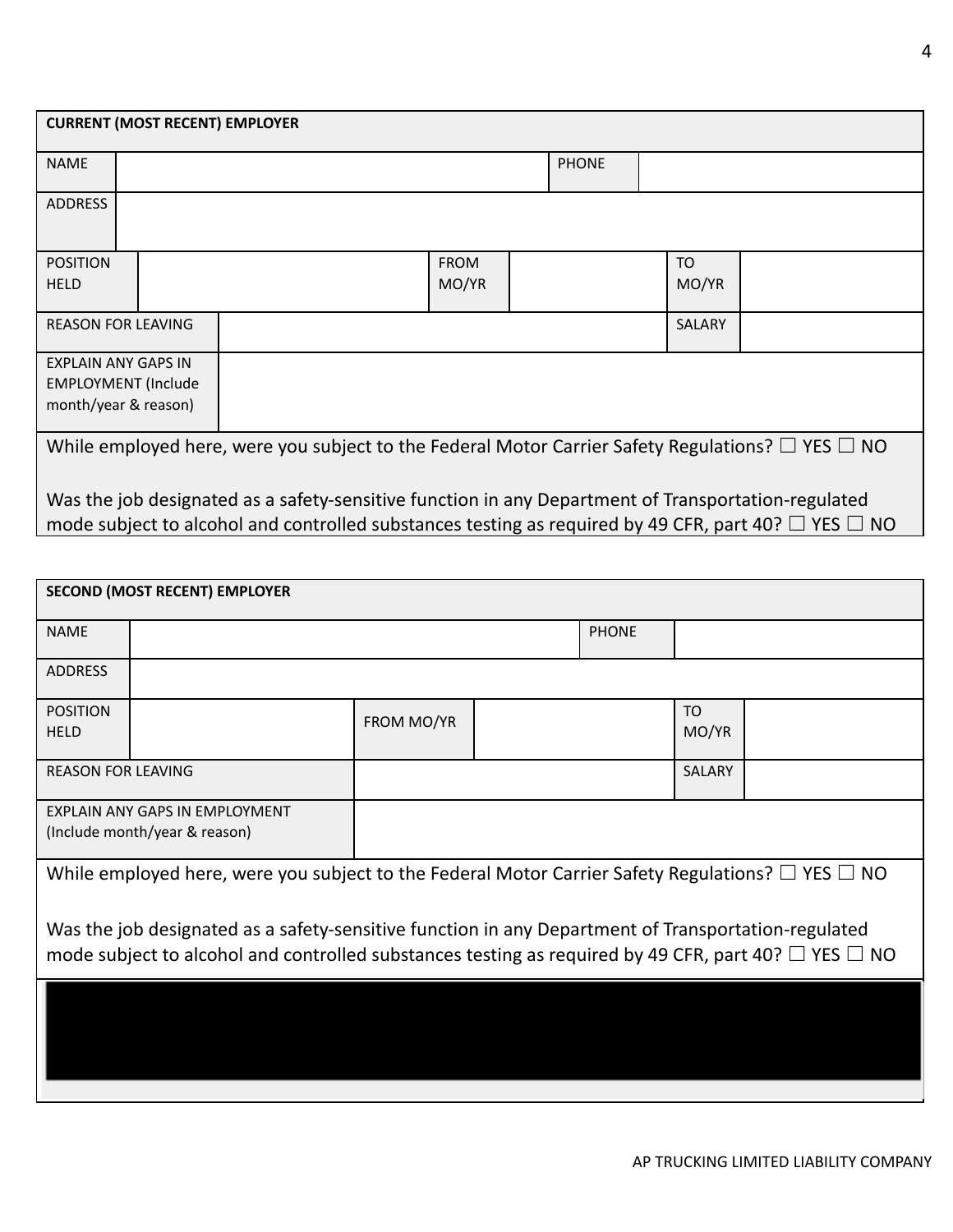| CURRENT (MOST RECENT) EMPLOYER | | | | | |
|---|---|---|---|---|---|
| NAME | | | | PHONE | |
| ADDRESS | | | | | |
| POSITION HELD | | FROM MO/YR | | TO MO/YR | |
| REASON FOR LEAVING | | | | SALARY | |
| EXPLAIN ANY GAPS IN EMPLOYMENT (Include month/year & reason) | | | | | |

While employed here, were you subject to the Federal Motor Carrier Safety Regulations? ☐ YES ☐ NO

Was the job designated as a safety-sensitive function in any Department of Transportation-regulated mode subject to alcohol and controlled substances testing as required by 49 CFR, part 40? ☐ YES ☐ NO

| SECOND (MOST RECENT) EMPLOYER | | | | | |
|---|---|---|---|---|---|
| NAME | | | | PHONE | |
| ADDRESS | | | | | |
| POSITION HELD | | FROM MO/YR | | TO MO/YR | |
| REASON FOR LEAVING | | | | SALARY | |
| EXPLAIN ANY GAPS IN EMPLOYMENT (Include month/year & reason) | | | | | |

While employed here, were you subject to the Federal Motor Carrier Safety Regulations? ☐ YES ☐ NO

Was the job designated as a safety-sensitive function in any Department of Transportation-regulated mode subject to alcohol and controlled substances testing as required by 49 CFR, part 40? ☐ YES ☐ NO

AP TRUCKING LIMITED LIABILITY COMPANY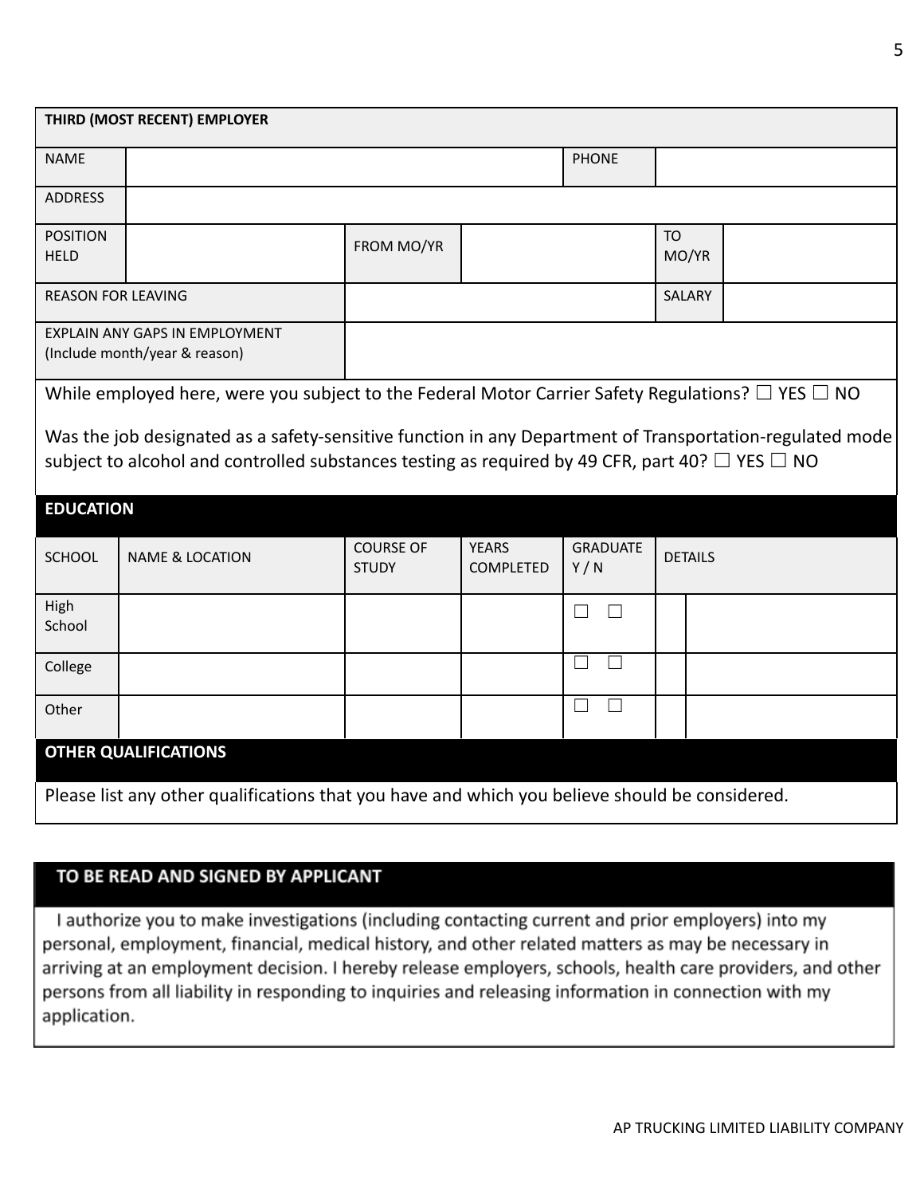**THIRD (MOST RECENT) EMPLOYER**

| NAME | | | | PHONE | |
|---|---|---|---|---|---|
| ADDRESS | | | | | |
| POSITION HELD | | FROM MO/YR | | TO MO/YR | |
| REASON FOR LEAVING | | | | SALARY | |
| EXPLAIN ANY GAPS IN EMPLOYMENT (Include month/year & reason) | | | | | |

While employed here, were you subject to the Federal Motor Carrier Safety Regulations? ☐ YES ☐ NO

Was the job designated as a safety-sensitive function in any Department of Transportation-regulated mode subject to alcohol and controlled substances testing as required by 49 CFR, part 40? ☐ YES ☐ NO

## EDUCATION

| SCHOOL | NAME & LOCATION | COURSE OF STUDY | YEARS COMPLETED | GRADUATE Y / N | DETAILS | |
|---|---|---|---|---|---|---|
| High School | | | | ☐ ☐ | | |
| College | | | | ☐ ☐ | | |
| Other | | | | ☐ ☐ | | |

## OTHER QUALIFICATIONS

Please list any other qualifications that you have and which you believe should be considered.

## TO BE READ AND SIGNED BY APPLICANT

I authorize you to make investigations (including contacting current and prior employers) into my personal, employment, financial, medical history, and other related matters as may be necessary in arriving at an employment decision. I hereby release employers, schools, health care providers, and other persons from all liability in responding to inquiries and releasing information in connection with my application.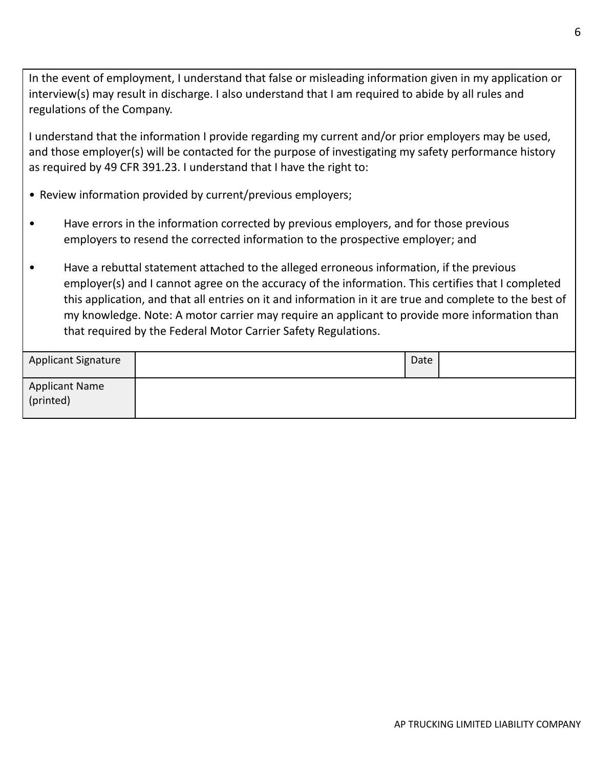In the event of employment, I understand that false or misleading information given in my application or interview(s) may result in discharge. I also understand that I am required to abide by all rules and regulations of the Company.

I understand that the information I provide regarding my current and/or prior employers may be used, and those employer(s) will be contacted for the purpose of investigating my safety performance history as required by 49 CFR 391.23. I understand that I have the right to:

- Review information provided by current/previous employers;
- Have errors in the information corrected by previous employers, and for those previous employers to resend the corrected information to the prospective employer; and
- Have a rebuttal statement attached to the alleged erroneous information, if the previous employer(s) and I cannot agree on the accuracy of the information. This certifies that I completed this application, and that all entries on it and information in it are true and complete to the best of my knowledge. Note: A motor carrier may require an applicant to provide more information than that required by the Federal Motor Carrier Safety Regulations.

| | | | |
|---|---|---|---|
| Applicant Signature | | Date | |
| Applicant Name (printed) | | | |